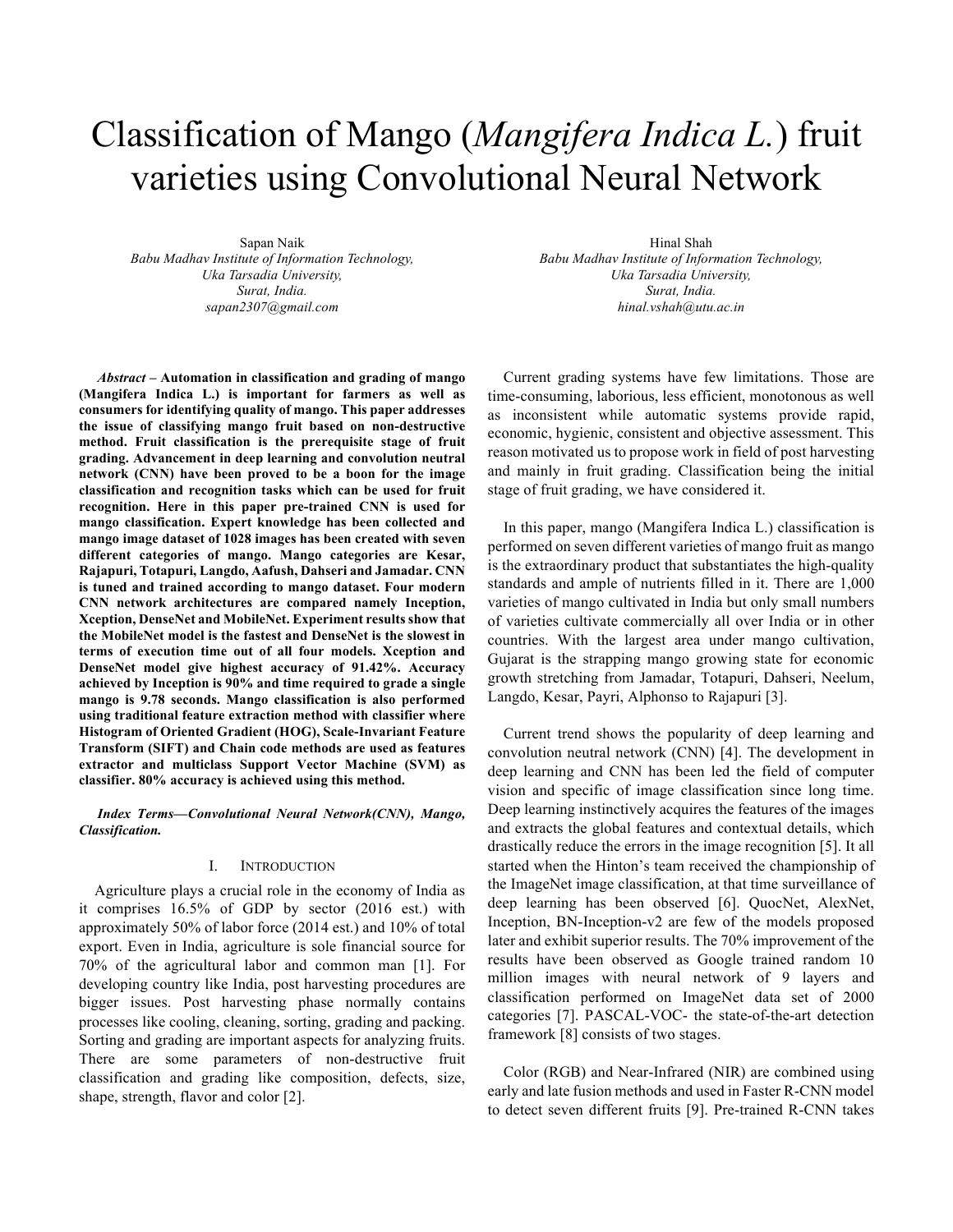# Classification of Mango (*Mangifera Indica L.*) fruit varieties using Convolutional Neural Network

Sapan Naik
*Babu Madhav Institute of Information Technology,*
*Uka Tarsadia University,*
*Surat, India.*
*sapan2307@gmail.com*

Hinal Shah
*Babu Madhav Institute of Information Technology,*
*Uka Tarsadia University,*
*Surat, India.*
*hinal.vshah@utu.ac.in*

***Abstract* – Automation in classification and grading of mango (Mangifera Indica L.) is important for farmers as well as consumers for identifying quality of mango. This paper addresses the issue of classifying mango fruit based on non-destructive method. Fruit classification is the prerequisite stage of fruit grading. Advancement in deep learning and convolution neutral network (CNN) have been proved to be a boon for the image classification and recognition tasks which can be used for fruit recognition. Here in this paper pre-trained CNN is used for mango classification. Expert knowledge has been collected and mango image dataset of 1028 images has been created with seven different categories of mango. Mango categories are Kesar, Rajapuri, Totapuri, Langdo, Aafush, Dahseri and Jamadar. CNN is tuned and trained according to mango dataset. Four modern CNN network architectures are compared namely Inception, Xception, DenseNet and MobileNet. Experiment results show that the MobileNet model is the fastest and DenseNet is the slowest in terms of execution time out of all four models. Xception and DenseNet model give highest accuracy of 91.42%. Accuracy achieved by Inception is 90% and time required to grade a single mango is 9.78 seconds. Mango classification is also performed using traditional feature extraction method with classifier where Histogram of Oriented Gradient (HOG), Scale-Invariant Feature Transform (SIFT) and Chain code methods are used as features extractor and multiclass Support Vector Machine (SVM) as classifier. 80% accuracy is achieved using this method.**

***Index Terms—Convolutional Neural Network(CNN), Mango, Classification.***

## I. Introduction

Agriculture plays a crucial role in the economy of India as it comprises 16.5% of GDP by sector (2016 est.) with approximately 50% of labor force (2014 est.) and 10% of total export. Even in India, agriculture is sole financial source for 70% of the agricultural labor and common man [1]. For developing country like India, post harvesting procedures are bigger issues. Post harvesting phase normally contains processes like cooling, cleaning, sorting, grading and packing. Sorting and grading are important aspects for analyzing fruits. There are some parameters of non-destructive fruit classification and grading like composition, defects, size, shape, strength, flavor and color [2].

Current grading systems have few limitations. Those are time-consuming, laborious, less efficient, monotonous as well as inconsistent while automatic systems provide rapid, economic, hygienic, consistent and objective assessment. This reason motivated us to propose work in field of post harvesting and mainly in fruit grading. Classification being the initial stage of fruit grading, we have considered it.

In this paper, mango (Mangifera Indica L.) classification is performed on seven different varieties of mango fruit as mango is the extraordinary product that substantiates the high-quality standards and ample of nutrients filled in it. There are 1,000 varieties of mango cultivated in India but only small numbers of varieties cultivate commercially all over India or in other countries. With the largest area under mango cultivation, Gujarat is the strapping mango growing state for economic growth stretching from Jamadar, Totapuri, Dahseri, Neelum, Langdo, Kesar, Payri, Alphonso to Rajapuri [3].

Current trend shows the popularity of deep learning and convolution neutral network (CNN) [4]. The development in deep learning and CNN has been led the field of computer vision and specific of image classification since long time. Deep learning instinctively acquires the features of the images and extracts the global features and contextual details, which drastically reduce the errors in the image recognition [5]. It all started when the Hinton's team received the championship of the ImageNet image classification, at that time surveillance of deep learning has been observed [6]. QuocNet, AlexNet, Inception, BN-Inception-v2 are few of the models proposed later and exhibit superior results. The 70% improvement of the results have been observed as Google trained random 10 million images with neural network of 9 layers and classification performed on ImageNet data set of 2000 categories [7]. PASCAL-VOC- the state-of-the-art detection framework [8] consists of two stages.

Color (RGB) and Near-Infrared (NIR) are combined using early and late fusion methods and used in Faster R-CNN model to detect seven different fruits [9]. Pre-trained R-CNN takes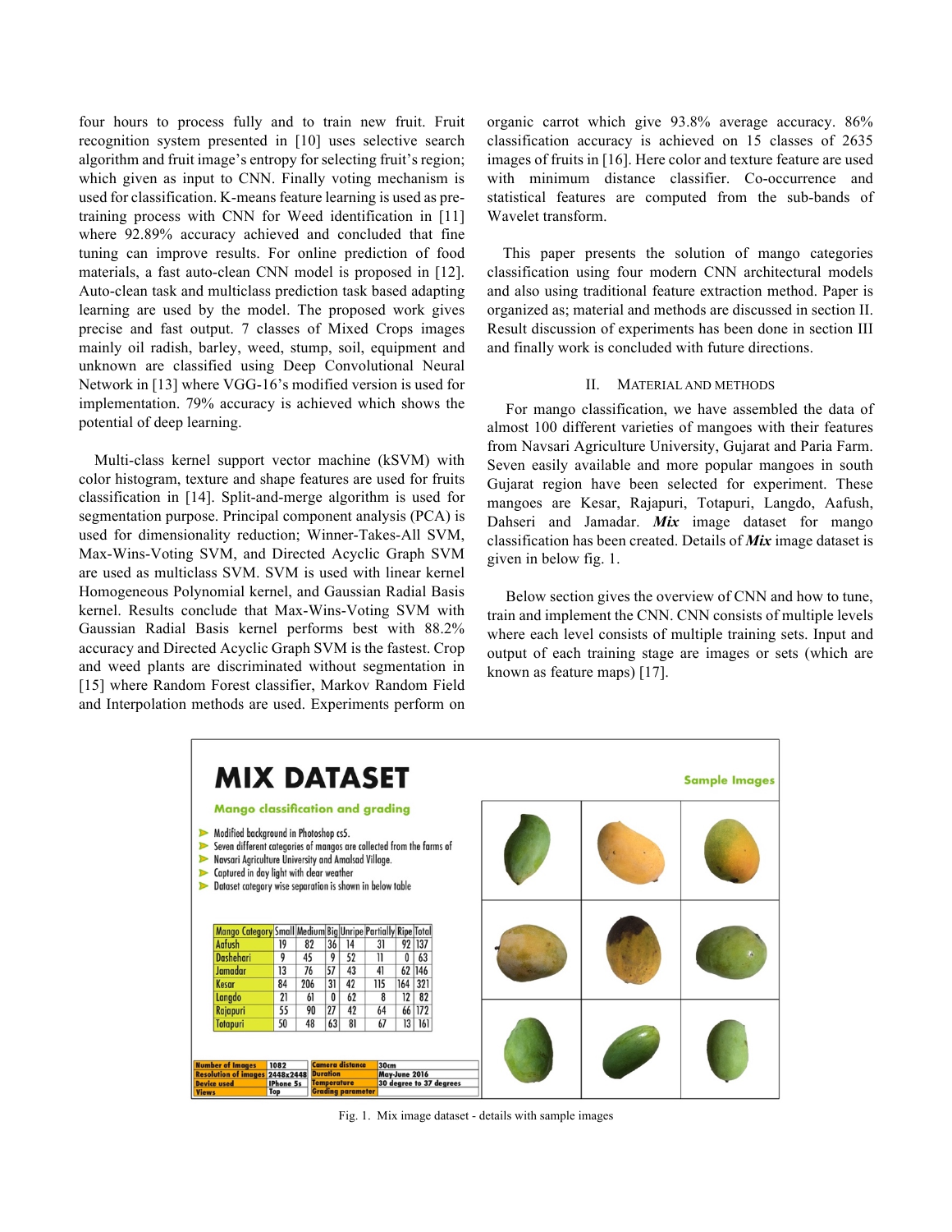four hours to process fully and to train new fruit. Fruit recognition system presented in [10] uses selective search algorithm and fruit image's entropy for selecting fruit's region; which given as input to CNN. Finally voting mechanism is used for classification. K-means feature learning is used as pre-training process with CNN for Weed identification in [11] where 92.89% accuracy achieved and concluded that fine tuning can improve results. For online prediction of food materials, a fast auto-clean CNN model is proposed in [12]. Auto-clean task and multiclass prediction task based adapting learning are used by the model. The proposed work gives precise and fast output. 7 classes of Mixed Crops images mainly oil radish, barley, weed, stump, soil, equipment and unknown are classified using Deep Convolutional Neural Network in [13] where VGG-16's modified version is used for implementation. 79% accuracy is achieved which shows the potential of deep learning.

Multi-class kernel support vector machine (kSVM) with color histogram, texture and shape features are used for fruits classification in [14]. Split-and-merge algorithm is used for segmentation purpose. Principal component analysis (PCA) is used for dimensionality reduction; Winner-Takes-All SVM, Max-Wins-Voting SVM, and Directed Acyclic Graph SVM are used as multiclass SVM. SVM is used with linear kernel Homogeneous Polynomial kernel, and Gaussian Radial Basis kernel. Results conclude that Max-Wins-Voting SVM with Gaussian Radial Basis kernel performs best with 88.2% accuracy and Directed Acyclic Graph SVM is the fastest. Crop and weed plants are discriminated without segmentation in [15] where Random Forest classifier, Markov Random Field and Interpolation methods are used. Experiments perform on organic carrot which give 93.8% average accuracy. 86% classification accuracy is achieved on 15 classes of 2635 images of fruits in [16]. Here color and texture feature are used with minimum distance classifier. Co-occurrence and statistical features are computed from the sub-bands of Wavelet transform.

This paper presents the solution of mango categories classification using four modern CNN architectural models and also using traditional feature extraction method. Paper is organized as; material and methods are discussed in section II. Result discussion of experiments has been done in section III and finally work is concluded with future directions.

## II. Material and Methods

For mango classification, we have assembled the data of almost 100 different varieties of mangoes with their features from Navsari Agriculture University, Gujarat and Paria Farm. Seven easily available and more popular mangoes in south Gujarat region have been selected for experiment. These mangoes are Kesar, Rajapuri, Totapuri, Langdo, Aafush, Dahseri and Jamadar. ***Mix*** image dataset for mango classification has been created. Details of ***Mix*** image dataset is given in below fig. 1.

Below section gives the overview of CNN and how to tune, train and implement the CNN. CNN consists of multiple levels where each level consists of multiple training sets. Input and output of each training stage are images or sets (which are known as feature maps) [17].

**MIX DATASET**

**Mango classification and grading**

- Modified background in Photoshop cs5.
- Seven different categories of mangos are collected from the farms of Navsari Agriculture University and Amalsad Village.
- Captured in day light with clear weather
- Dataset category wise separation is shown in below table

| Mango Category | Small | Medium | Big | Unripe | Partially | Ripe | Total |
|---|---|---|---|---|---|---|---|
| Aafush | 19 | 82 | 36 | 14 | 31 | 92 | 137 |
| Dashehari | 9 | 45 | 9 | 52 | 11 | 0 | 63 |
| Jamadar | 13 | 76 | 57 | 43 | 41 | 62 | 146 |
| Kesar | 84 | 206 | 31 | 42 | 115 | 164 | 321 |
| Langdo | 21 | 61 | 0 | 62 | 8 | 12 | 82 |
| Rajapuri | 55 | 90 | 27 | 42 | 64 | 66 | 172 |
| Totapuri | 50 | 48 | 63 | 81 | 67 | 13 | 161 |

| | | | |
|---|---|---|---|
| Number of Images | 1082 | Camera distance | 30cm |
| Resolution of images | 2448x2448 | Duration | May-June 2016 |
| Device used | IPhone 5s | Temperature | 30 degree to 37 degrees |
| Views | Top | Grading parameter | |

**Sample Images**

Fig. 1. Mix image dataset - details with sample images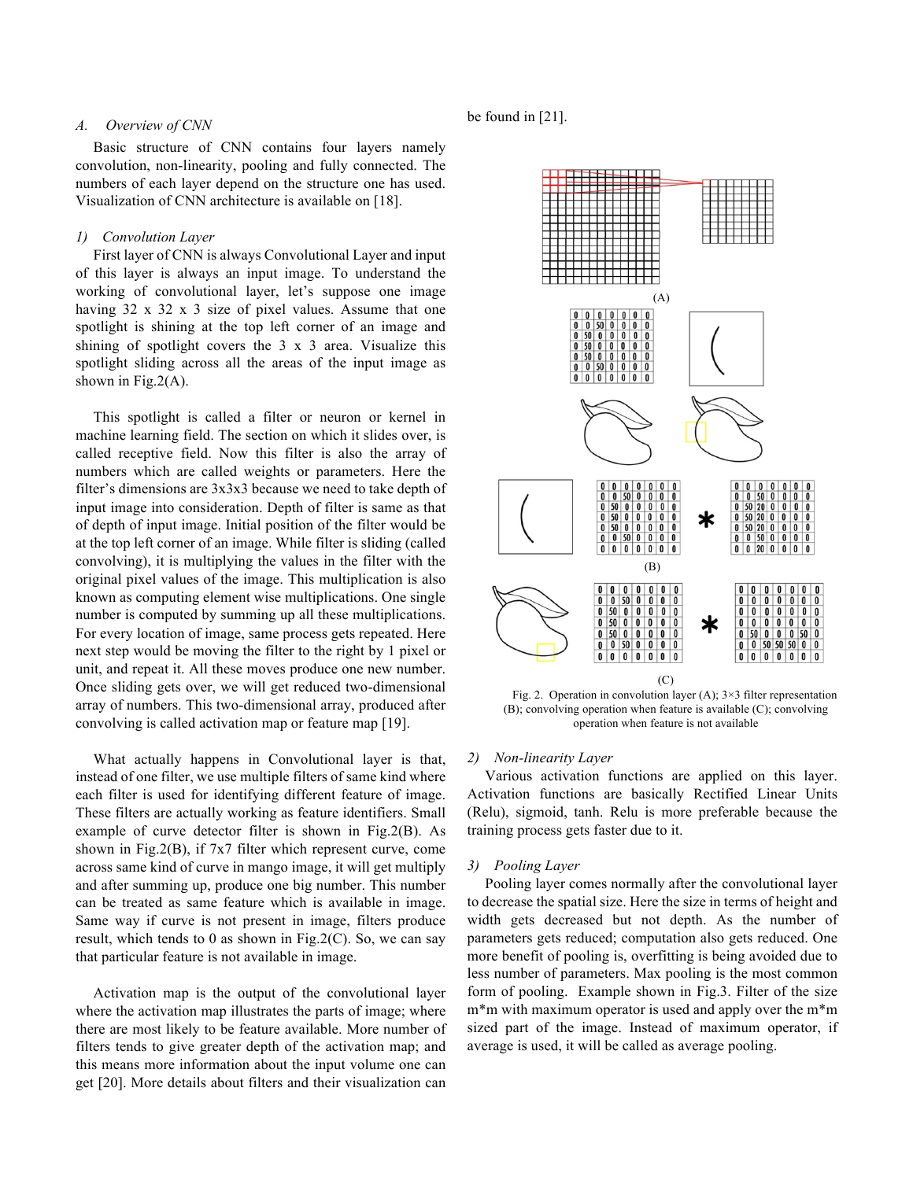### A. Overview of CNN

Basic structure of CNN contains four layers namely convolution, non-linearity, pooling and fully connected. The numbers of each layer depend on the structure one has used. Visualization of CNN architecture is available on [18].

#### 1) Convolution Layer

First layer of CNN is always Convolutional Layer and input of this layer is always an input image. To understand the working of convolutional layer, let's suppose one image having 32 x 32 x 3 size of pixel values. Assume that one spotlight is shining at the top left corner of an image and shining of spotlight covers the 3 x 3 area. Visualize this spotlight sliding across all the areas of the input image as shown in Fig.2(A).

This spotlight is called a filter or neuron or kernel in machine learning field. The section on which it slides over, is called receptive field. Now this filter is also the array of numbers which are called weights or parameters. Here the filter's dimensions are 3x3x3 because we need to take depth of input image into consideration. Depth of filter is same as that of depth of input image. Initial position of the filter would be at the top left corner of an image. While filter is sliding (called convolving), it is multiplying the values in the filter with the original pixel values of the image. This multiplication is also known as computing element wise multiplications. One single number is computed by summing up all these multiplications. For every location of image, same process gets repeated. Here next step would be moving the filter to the right by 1 pixel or unit, and repeat it. All these moves produce one new number. Once sliding gets over, we will get reduced two-dimensional array of numbers. This two-dimensional array, produced after convolving is called activation map or feature map [19].

What actually happens in Convolutional layer is that, instead of one filter, we use multiple filters of same kind where each filter is used for identifying different feature of image. These filters are actually working as feature identifiers. Small example of curve detector filter is shown in Fig.2(B). As shown in Fig.2(B), if 7x7 filter which represent curve, come across same kind of curve in mango image, it will get multiply and after summing up, produce one big number. This number can be treated as same feature which is available in image. Same way if curve is not present in image, filters produce result, which tends to 0 as shown in Fig.2(C). So, we can say that particular feature is not available in image.

Activation map is the output of the convolutional layer where the activation map illustrates the parts of image; where there are most likely to be feature available. More number of filters tends to give greater depth of the activation map; and this means more information about the input volume one can get [20]. More details about filters and their visualization can be found in [21].

Fig. 2. Operation in convolution layer (A); 3×3 filter representation (B); convolving operation when feature is available (C); convolving operation when feature is not available

#### 2) Non-linearity Layer

Various activation functions are applied on this layer. Activation functions are basically Rectified Linear Units (Relu), sigmoid, tanh. Relu is more preferable because the training process gets faster due to it.

#### 3) Pooling Layer

Pooling layer comes normally after the convolutional layer to decrease the spatial size. Here the size in terms of height and width gets decreased but not depth. As the number of parameters gets reduced; computation also gets reduced. One more benefit of pooling is, overfitting is being avoided due to less number of parameters. Max pooling is the most common form of pooling. Example shown in Fig.3. Filter of the size m*m with maximum operator is used and apply over the m*m sized part of the image. Instead of maximum operator, if average is used, it will be called as average pooling.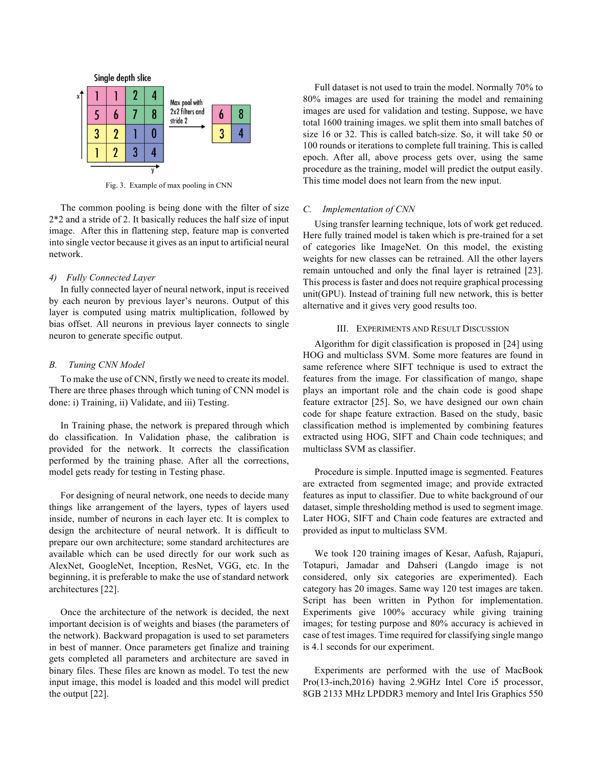Fig. 3. Example of max pooling in CNN

The common pooling is being done with the filter of size 2*2 and a stride of 2. It basically reduces the half size of input image. After this in flattening step, feature map is converted into single vector because it gives as an input to artificial neural network.

#### 4) Fully Connected Layer

In fully connected layer of neural network, input is received by each neuron by previous layer's neurons. Output of this layer is computed using matrix multiplication, followed by bias offset. All neurons in previous layer connects to single neuron to generate specific output.

### B. Tuning CNN Model

To make the use of CNN, firstly we need to create its model. There are three phases through which tuning of CNN model is done: i) Training, ii) Validate, and iii) Testing.

In Training phase, the network is prepared through which do classification. In Validation phase, the calibration is provided for the network. It corrects the classification performed by the training phase. After all the corrections, model gets ready for testing in Testing phase.

For designing of neural network, one needs to decide many things like arrangement of the layers, types of layers used inside, number of neurons in each layer etc. It is complex to design the architecture of neural network. It is difficult to prepare our own architecture; some standard architectures are available which can be used directly for our work such as AlexNet, GoogleNet, Inception, ResNet, VGG, etc. In the beginning, it is preferable to make the use of standard network architectures [22].

Once the architecture of the network is decided, the next important decision is of weights and biases (the parameters of the network). Backward propagation is used to set parameters in best of manner. Once parameters get finalize and training gets completed all parameters and architecture are saved in binary files. These files are known as model. To test the new input image, this model is loaded and this model will predict the output [22].

Full dataset is not used to train the model. Normally 70% to 80% images are used for training the model and remaining images are used for validation and testing. Suppose, we have total 1600 training images. we split them into small batches of size 16 or 32. This is called batch-size. So, it will take 50 or 100 rounds or iterations to complete full training. This is called epoch. After all, above process gets over, using the same procedure as the training, model will predict the output easily. This time model does not learn from the new input.

### C. Implementation of CNN

Using transfer learning technique, lots of work get reduced. Here fully trained model is taken which is pre-trained for a set of categories like ImageNet. On this model, the existing weights for new classes can be retrained. All the other layers remain untouched and only the final layer is retrained [23]. This process is faster and does not require graphical processing unit(GPU). Instead of training full new network, this is better alternative and it gives very good results too.

## III. Experiments and Result Discussion

Algorithm for digit classification is proposed in [24] using HOG and multiclass SVM. Some more features are found in same reference where SIFT technique is used to extract the features from the image. For classification of mango, shape plays an important role and the chain code is good shape feature extractor [25]. So, we have designed our own chain code for shape feature extraction. Based on the study, basic classification method is implemented by combining features extracted using HOG, SIFT and Chain code techniques; and multiclass SVM as classifier.

Procedure is simple. Inputted image is segmented. Features are extracted from segmented image; and provide extracted features as input to classifier. Due to white background of our dataset, simple thresholding method is used to segment image. Later HOG, SIFT and Chain code features are extracted and provided as input to multiclass SVM.

We took 120 training images of Kesar, Aafush, Rajapuri, Totapuri, Jamadar and Dahseri (Langdo image is not considered, only six categories are experimented). Each category has 20 images. Same way 120 test images are taken. Script has been written in Python for implementation. Experiments give 100% accuracy while giving training images; for testing purpose and 80% accuracy is achieved in case of test images. Time required for classifying single mango is 4.1 seconds for our experiment.

Experiments are performed with the use of MacBook Pro(13-inch,2016) having 2.9GHz Intel Core i5 processor, 8GB 2133 MHz LPDDR3 memory and Intel Iris Graphics 550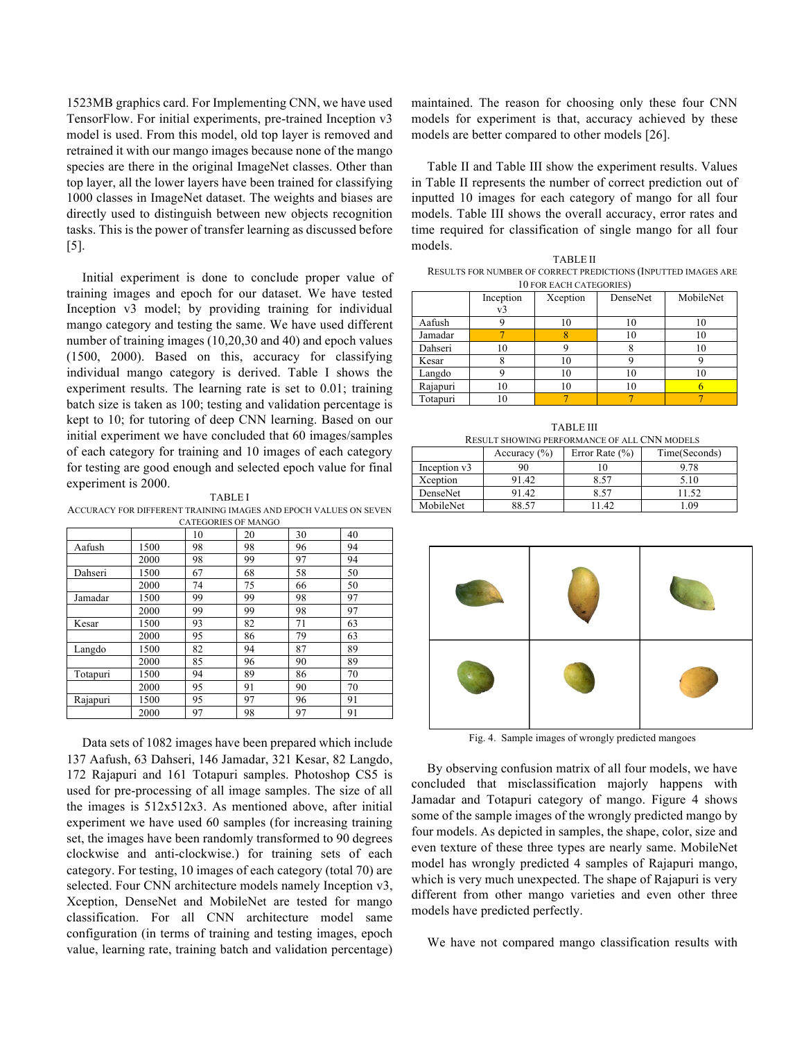1523MB graphics card. For Implementing CNN, we have used TensorFlow. For initial experiments, pre-trained Inception v3 model is used. From this model, old top layer is removed and retrained it with our mango images because none of the mango species are there in the original ImageNet classes. Other than top layer, all the lower layers have been trained for classifying 1000 classes in ImageNet dataset. The weights and biases are directly used to distinguish between new objects recognition tasks. This is the power of transfer learning as discussed before [5].

Initial experiment is done to conclude proper value of training images and epoch for our dataset. We have tested Inception v3 model; by providing training for individual mango category and testing the same. We have used different number of training images (10,20,30 and 40) and epoch values (1500, 2000). Based on this, accuracy for classifying individual mango category is derived. Table I shows the experiment results. The learning rate is set to 0.01; training batch size is taken as 100; testing and validation percentage is kept to 10; for tutoring of deep CNN learning. Based on our initial experiment we have concluded that 60 images/samples of each category for training and 10 images of each category for testing are good enough and selected epoch value for final experiment is 2000.

TABLE I
ACCURACY FOR DIFFERENT TRAINING IMAGES AND EPOCH VALUES ON SEVEN CATEGORIES OF MANGO

| | | 10 | 20 | 30 | 40 |
|---|---|---|---|---|---|
| Aafush | 1500 | 98 | 98 | 96 | 94 |
| | 2000 | 98 | 99 | 97 | 94 |
| Dahseri | 1500 | 67 | 68 | 58 | 50 |
| | 2000 | 74 | 75 | 66 | 50 |
| Jamadar | 1500 | 99 | 99 | 98 | 97 |
| | 2000 | 99 | 99 | 98 | 97 |
| Kesar | 1500 | 93 | 82 | 71 | 63 |
| | 2000 | 95 | 86 | 79 | 63 |
| Langdo | 1500 | 82 | 94 | 87 | 89 |
| | 2000 | 85 | 96 | 90 | 89 |
| Totapuri | 1500 | 94 | 89 | 86 | 70 |
| | 2000 | 95 | 91 | 90 | 70 |
| Rajapuri | 1500 | 95 | 97 | 96 | 91 |
| | 2000 | 97 | 98 | 97 | 91 |

Data sets of 1082 images have been prepared which include 137 Aafush, 63 Dahseri, 146 Jamadar, 321 Kesar, 82 Langdo, 172 Rajapuri and 161 Totapuri samples. Photoshop CS5 is used for pre-processing of all image samples. The size of all the images is 512x512x3. As mentioned above, after initial experiment we have used 60 samples (for increasing training set, the images have been randomly transformed to 90 degrees clockwise and anti-clockwise.) for training sets of each category. For testing, 10 images of each category (total 70) are selected. Four CNN architecture models namely Inception v3, Xception, DenseNet and MobileNet are tested for mango classification. For all CNN architecture model same configuration (in terms of training and testing images, epoch value, learning rate, training batch and validation percentage) maintained. The reason for choosing only these four CNN models for experiment is that, accuracy achieved by these models are better compared to other models [26].

Table II and Table III show the experiment results. Values in Table II represents the number of correct prediction out of inputted 10 images for each category of mango for all four models. Table III shows the overall accuracy, error rates and time required for classification of single mango for all four models.

TABLE II
RESULTS FOR NUMBER OF CORRECT PREDICTIONS (INPUTTED IMAGES ARE 10 FOR EACH CATEGORIES)

| | Inception v3 | Xception | DenseNet | MobileNet |
|---|---|---|---|---|
| Aafush | 9 | 10 | 10 | 10 |
| Jamadar | 7 | 8 | 10 | 10 |
| Dahseri | 10 | 9 | 8 | 10 |
| Kesar | 8 | 10 | 9 | 9 |
| Langdo | 9 | 10 | 10 | 10 |
| Rajapuri | 10 | 10 | 10 | 6 |
| Totapuri | 10 | 7 | 7 | 7 |

TABLE III
RESULT SHOWING PERFORMANCE OF ALL CNN MODELS

| | Accuracy (%) | Error Rate (%) | Time(Seconds) |
|---|---|---|---|
| Inception v3 | 90 | 10 | 9.78 |
| Xception | 91.42 | 8.57 | 5.10 |
| DenseNet | 91.42 | 8.57 | 11.52 |
| MobileNet | 88.57 | 11.42 | 1.09 |

Fig. 4. Sample images of wrongly predicted mangoes

By observing confusion matrix of all four models, we have concluded that misclassification majorly happens with Jamadar and Totapuri category of mango. Figure 4 shows some of the sample images of the wrongly predicted mango by four models. As depicted in samples, the shape, color, size and even texture of these three types are nearly same. MobileNet model has wrongly predicted 4 samples of Rajapuri mango, which is very much unexpected. The shape of Rajapuri is very different from other mango varieties and even other three models have predicted perfectly.

We have not compared mango classification results with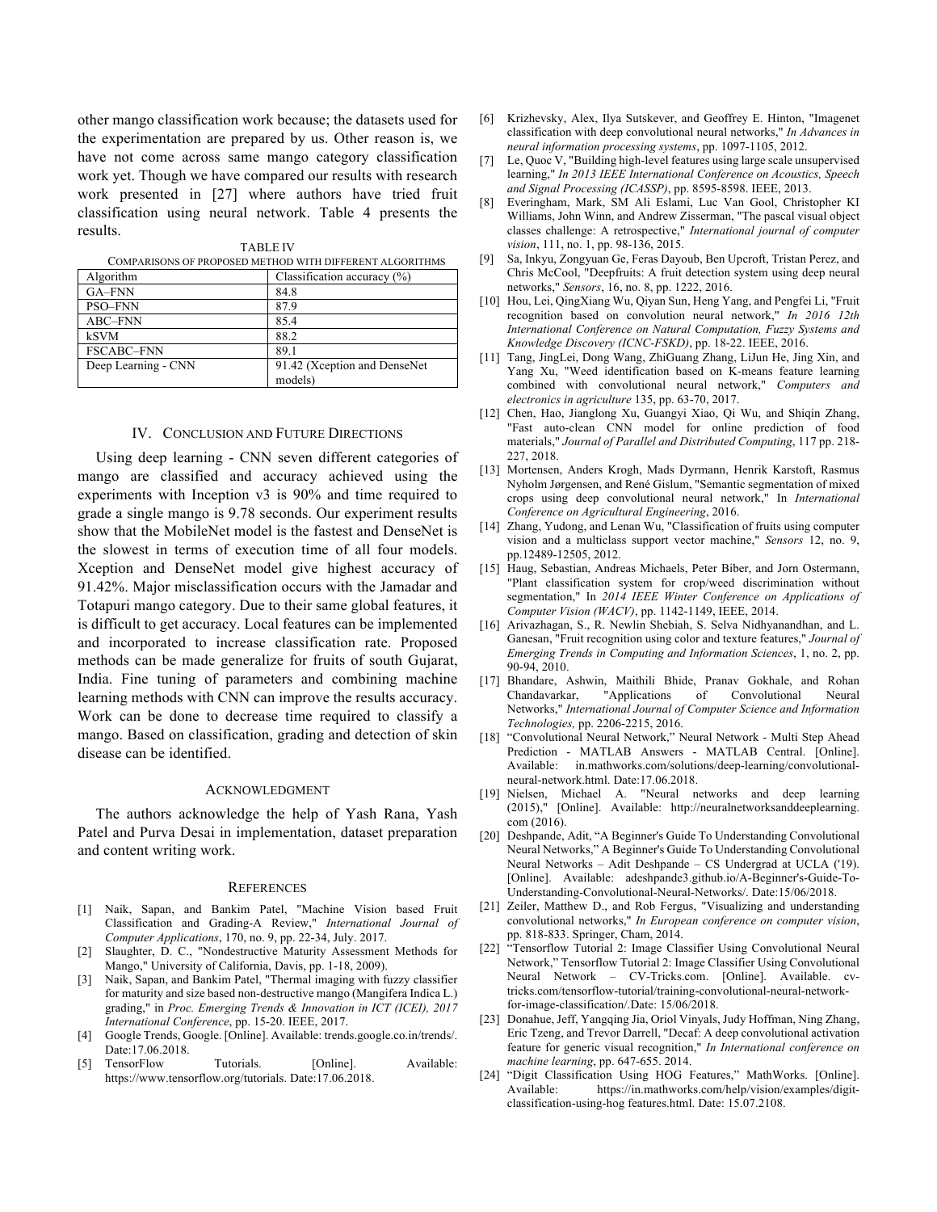other mango classification work because; the datasets used for the experimentation are prepared by us. Other reason is, we have not come across same mango category classification work yet. Though we have compared our results with research work presented in [27] where authors have tried fruit classification using neural network. Table 4 presents the results.

TABLE IV
COMPARISONS OF PROPOSED METHOD WITH DIFFERENT ALGORITHMS

| Algorithm | Classification accuracy (%) |
| --- | --- |
| GA–FNN | 84.8 |
| PSO–FNN | 87.9 |
| ABC–FNN | 85.4 |
| kSVM | 88.2 |
| FSCABC–FNN | 89.1 |
| Deep Learning - CNN | 91.42 (Xception and DenseNet models) |

## IV. Conclusion and Future Directions

Using deep learning - CNN seven different categories of mango are classified and accuracy achieved using the experiments with Inception v3 is 90% and time required to grade a single mango is 9.78 seconds. Our experiment results show that the MobileNet model is the fastest and DenseNet is the slowest in terms of execution time of all four models. Xception and DenseNet model give highest accuracy of 91.42%. Major misclassification occurs with the Jamadar and Totapuri mango category. Due to their same global features, it is difficult to get accuracy. Local features can be implemented and incorporated to increase classification rate. Proposed methods can be made generalize for fruits of south Gujarat, India. Fine tuning of parameters and combining machine learning methods with CNN can improve the results accuracy. Work can be done to decrease time required to classify a mango. Based on classification, grading and detection of skin disease can be identified.

## Acknowledgment

The authors acknowledge the help of Yash Rana, Yash Patel and Purva Desai in implementation, dataset preparation and content writing work.

## References

[1] Naik, Sapan, and Bankim Patel, "Machine Vision based Fruit Classification and Grading-A Review," *International Journal of Computer Applications*, 170, no. 9, pp. 22-34, July. 2017.

[2] Slaughter, D. C., "Nondestructive Maturity Assessment Methods for Mango," University of California, Davis, pp. 1-18, 2009).

[3] Naik, Sapan, and Bankim Patel, "Thermal imaging with fuzzy classifier for maturity and size based non-destructive mango (Mangifera Indica L.) grading," in *Proc. Emerging Trends & Innovation in ICT (ICEI), 2017 International Conference*, pp. 15-20. IEEE, 2017.

[4] Google Trends, Google. [Online]. Available: trends.google.co.in/trends/. Date:17.06.2018.

[5] TensorFlow Tutorials. [Online]. Available: https://www.tensorflow.org/tutorials. Date:17.06.2018.

[6] Krizhevsky, Alex, Ilya Sutskever, and Geoffrey E. Hinton, "Imagenet classification with deep convolutional neural networks," *In Advances in neural information processing systems*, pp. 1097-1105, 2012.

[7] Le, Quoc V, "Building high-level features using large scale unsupervised learning," *In 2013 IEEE International Conference on Acoustics, Speech and Signal Processing (ICASSP)*, pp. 8595-8598. IEEE, 2013.

[8] Everingham, Mark, SM Ali Eslami, Luc Van Gool, Christopher KI Williams, John Winn, and Andrew Zisserman, "The pascal visual object classes challenge: A retrospective," *International journal of computer vision*, 111, no. 1, pp. 98-136, 2015.

[9] Sa, Inkyu, Zongyuan Ge, Feras Dayoub, Ben Upcroft, Tristan Perez, and Chris McCool, "Deepfruits: A fruit detection system using deep neural networks," *Sensors*, 16, no. 8, pp. 1222, 2016.

[10] Hou, Lei, QingXiang Wu, Qiyan Sun, Heng Yang, and Pengfei Li, "Fruit recognition based on convolution neural network," *In 2016 12th International Conference on Natural Computation, Fuzzy Systems and Knowledge Discovery (ICNC-FSKD)*, pp. 18-22. IEEE, 2016.

[11] Tang, JingLei, Dong Wang, ZhiGuang Zhang, LiJun He, Jing Xin, and Yang Xu, "Weed identification based on K-means feature learning combined with convolutional neural network," *Computers and electronics in agriculture* 135, pp. 63-70, 2017.

[12] Chen, Hao, Jianglong Xu, Guangyi Xiao, Qi Wu, and Shiqin Zhang, "Fast auto-clean CNN model for online prediction of food materials," *Journal of Parallel and Distributed Computing*, 117 pp. 218-227, 2018.

[13] Mortensen, Anders Krogh, Mads Dyrmann, Henrik Karstoft, Rasmus Nyholm Jørgensen, and René Gislum, "Semantic segmentation of mixed crops using deep convolutional neural network," In *International Conference on Agricultural Engineering*, 2016.

[14] Zhang, Yudong, and Lenan Wu, "Classification of fruits using computer vision and a multiclass support vector machine," *Sensors* 12, no. 9, pp.12489-12505, 2012.

[15] Haug, Sebastian, Andreas Michaels, Peter Biber, and Jorn Ostermann, "Plant classification system for crop/weed discrimination without segmentation," In *2014 IEEE Winter Conference on Applications of Computer Vision (WACV)*, pp. 1142-1149, IEEE, 2014.

[16] Arivazhagan, S., R. Newlin Shebiah, S. Selva Nidhyanandhan, and L. Ganesan, "Fruit recognition using color and texture features," *Journal of Emerging Trends in Computing and Information Sciences*, 1, no. 2, pp. 90-94, 2010.

[17] Bhandare, Ashwin, Maithili Bhide, Pranav Gokhale, and Rohan Chandavarkar, "Applications of Convolutional Neural Networks," *International Journal of Computer Science and Information Technologies,* pp. 2206-2215, 2016.

[18] "Convolutional Neural Network," Neural Network - Multi Step Ahead Prediction - MATLAB Answers - MATLAB Central. [Online]. Available: in.mathworks.com/solutions/deep-learning/convolutional-neural-network.html. Date:17.06.2018.

[19] Nielsen, Michael A. "Neural networks and deep learning (2015)," [Online]. Available: http://neuralnetworksanddeeplearning.com (2016).

[20] Deshpande, Adit, "A Beginner's Guide To Understanding Convolutional Neural Networks," A Beginner's Guide To Understanding Convolutional Neural Networks – Adit Deshpande – CS Undergrad at UCLA ('19). [Online]. Available: adeshpande3.github.io/A-Beginner's-Guide-To-Understanding-Convolutional-Neural-Networks/. Date:15/06/2018.

[21] Zeiler, Matthew D., and Rob Fergus, "Visualizing and understanding convolutional networks," *In European conference on computer vision*, pp. 818-833. Springer, Cham, 2014.

[22] "Tensorflow Tutorial 2: Image Classifier Using Convolutional Neural Network," Tensorflow Tutorial 2: Image Classifier Using Convolutional Neural Network – CV-Tricks.com. [Online]. Available. cv-tricks.com/tensorflow-tutorial/training-convolutional-neural-network-for-image-classification/.Date: 15/06/2018.

[23] Donahue, Jeff, Yangqing Jia, Oriol Vinyals, Judy Hoffman, Ning Zhang, Eric Tzeng, and Trevor Darrell, "Decaf: A deep convolutional activation feature for generic visual recognition," *In International conference on machine learning*, pp. 647-655. 2014.

[24] "Digit Classification Using HOG Features," MathWorks. [Online]. Available: https://in.mathworks.com/help/vision/examples/digit-classification-using-hog features.html. Date: 15.07.2108.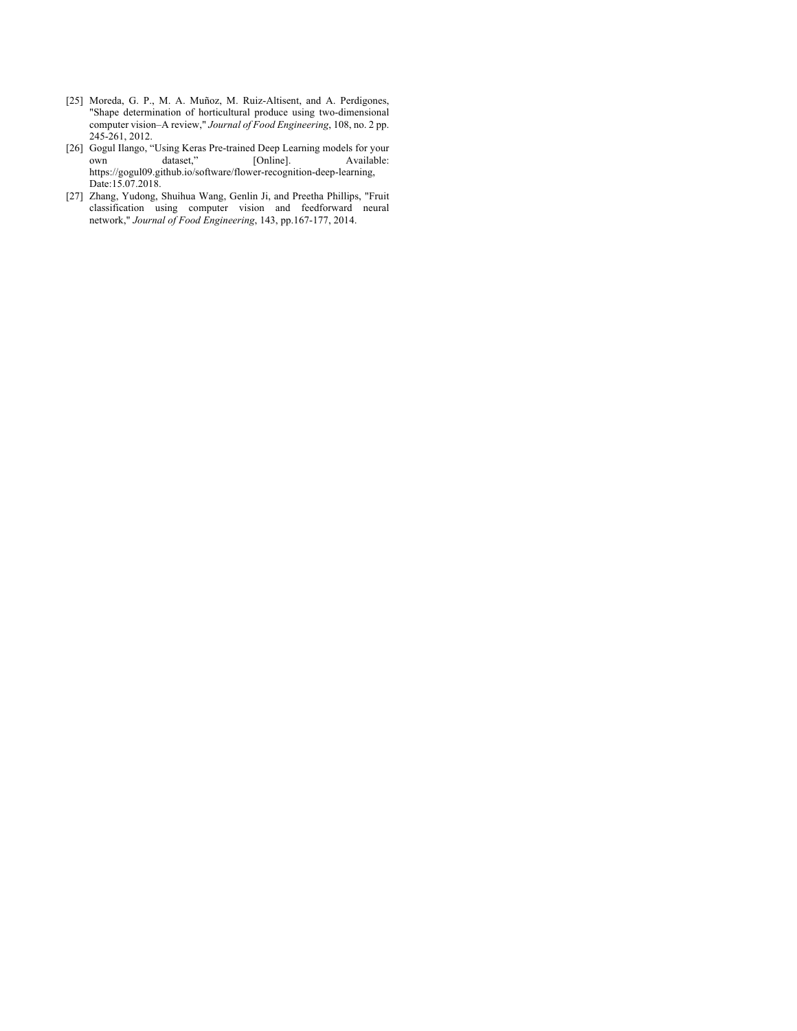[25] Moreda, G. P., M. A. Muñoz, M. Ruiz-Altisent, and A. Perdigones, "Shape determination of horticultural produce using two-dimensional computer vision–A review," *Journal of Food Engineering*, 108, no. 2 pp. 245-261, 2012.

[26] Gogul Ilango, "Using Keras Pre-trained Deep Learning models for your own dataset," [Online]. Available: https://gogul09.github.io/software/flower-recognition-deep-learning, Date:15.07.2018.

[27] Zhang, Yudong, Shuihua Wang, Genlin Ji, and Preetha Phillips, "Fruit classification using computer vision and feedforward neural network," *Journal of Food Engineering*, 143, pp.167-177, 2014.